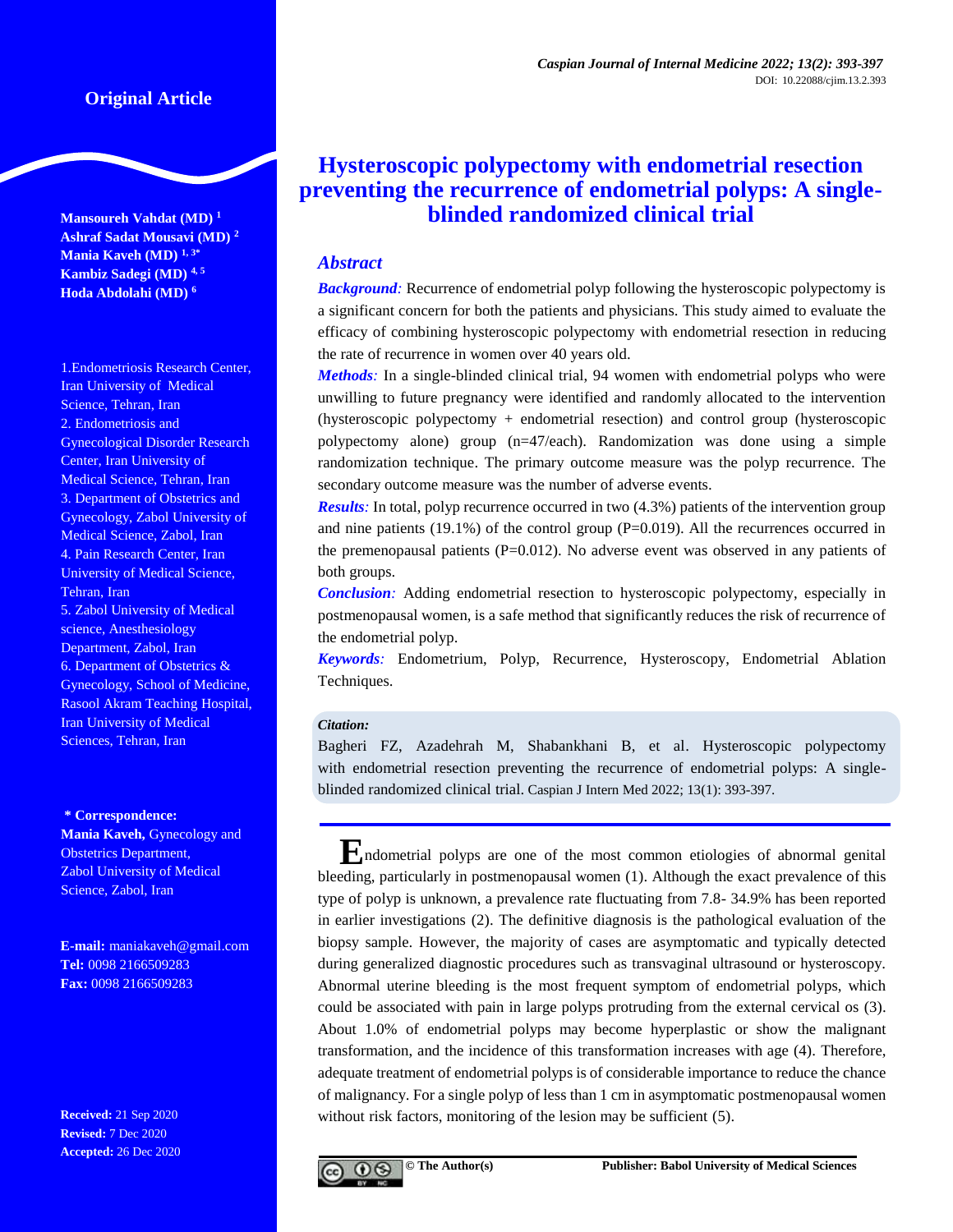Original Article

# Hysteroscopic polypectomy with endometrial resection preventing the recurrence of endometrial polyps: A single-blinded randomized clinical trial

**Mansoureh Vahdat (MD)** [1]
**Ashraf Sadat Mousavi (MD)** [2]
**Mania Kaveh (MD)** [1, 3*]
**Kambiz Sadegi (MD)** [4, 5]
**Hoda Abdolahi (MD)** [6]

1. Endometriosis Research Center, Iran University of Medical Science, Tehran, Iran
2. Endometriosis and Gynecological Disorder Research Center, Iran University of Medical Science, Tehran, Iran
3. Department of Obstetrics and Gynecology, Zabol University of Medical Science, Zabol, Iran
4. Pain Research Center, Iran University of Medical Science, Tehran, Iran
5. Zabol University of Medical science, Anesthesiology Department, Zabol, Iran
6. Department of Obstetrics & Gynecology, School of Medicine, Rasool Akram Teaching Hospital, Iran University of Medical Sciences, Tehran, Iran

**\* Correspondence:**
**Mania Kaveh,** Gynecology and Obstetrics Department, Zabol University of Medical Science, Zabol, Iran

**E-mail:** maniakaveh@gmail.com
**Tel:** 0098 2166509283
**Fax:** 0098 2166509283

**Received:** 21 Sep 2020
**Revised:** 7 Dec 2020
**Accepted:** 26 Dec 2020

## Abstract

***Background:*** Recurrence of endometrial polyp following the hysteroscopic polypectomy is a significant concern for both the patients and physicians. This study aimed to evaluate the efficacy of combining hysteroscopic polypectomy with endometrial resection in reducing the rate of recurrence in women over 40 years old.

***Methods:*** In a single-blinded clinical trial, 94 women with endometrial polyps who were unwilling to future pregnancy were identified and randomly allocated to the intervention (hysteroscopic polypectomy + endometrial resection) and control group (hysteroscopic polypectomy alone) group (n=47/each). Randomization was done using a simple randomization technique. The primary outcome measure was the polyp recurrence. The secondary outcome measure was the number of adverse events.

***Results:*** In total, polyp recurrence occurred in two (4.3%) patients of the intervention group and nine patients (19.1%) of the control group (P=0.019). All the recurrences occurred in the premenopausal patients (P=0.012). No adverse event was observed in any patients of both groups.

***Conclusion:*** Adding endometrial resection to hysteroscopic polypectomy, especially in postmenopausal women, is a safe method that significantly reduces the risk of recurrence of the endometrial polyp.

***Keywords:*** Endometrium, Polyp, Recurrence, Hysteroscopy, Endometrial Ablation Techniques.

***Citation:***
Bagheri FZ, Azadehrah M, Shabankhani B, et al. Hysteroscopic polypectomy with endometrial resection preventing the recurrence of endometrial polyps: A single-blinded randomized clinical trial. Caspian J Intern Med 2022; 13(1): 393-397.

Endometrial polyps are one of the most common etiologies of abnormal genital bleeding, particularly in postmenopausal women (1). Although the exact prevalence of this type of polyp is unknown, a prevalence rate fluctuating from 7.8- 34.9% has been reported in earlier investigations (2). The definitive diagnosis is the pathological evaluation of the biopsy sample. However, the majority of cases are asymptomatic and typically detected during generalized diagnostic procedures such as transvaginal ultrasound or hysteroscopy. Abnormal uterine bleeding is the most frequent symptom of endometrial polyps, which could be associated with pain in large polyps protruding from the external cervical os (3). About 1.0% of endometrial polyps may become hyperplastic or show the malignant transformation, and the incidence of this transformation increases with age (4). Therefore, adequate treatment of endometrial polyps is of considerable importance to reduce the chance of malignancy. For a single polyp of less than 1 cm in asymptomatic postmenopausal women without risk factors, monitoring of the lesion may be sufficient (5).

© The Author(s) Publisher: Babol University of Medical Sciences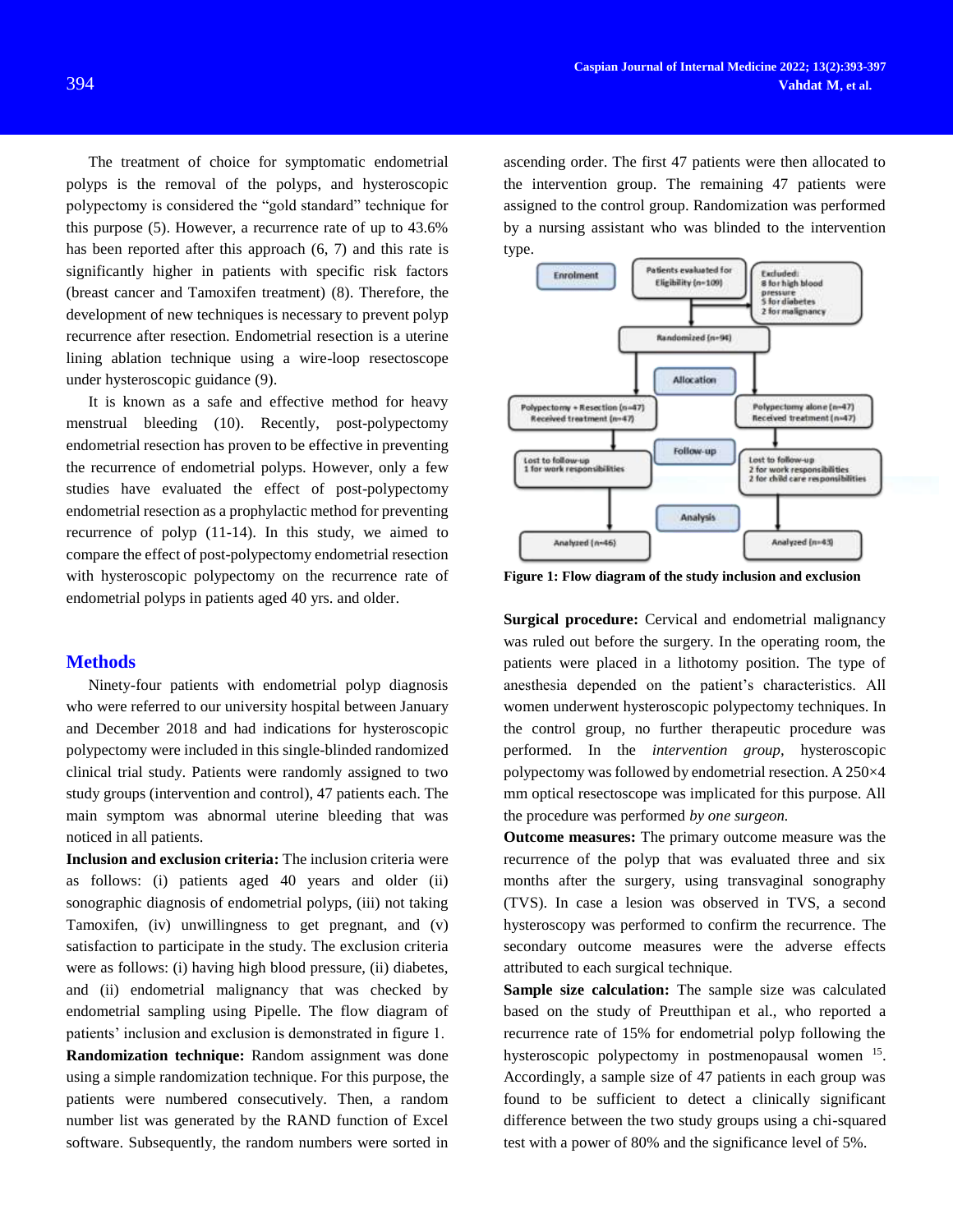The treatment of choice for symptomatic endometrial polyps is the removal of the polyps, and hysteroscopic polypectomy is considered the "gold standard" technique for this purpose (5). However, a recurrence rate of up to 43.6% has been reported after this approach (6, 7) and this rate is significantly higher in patients with specific risk factors (breast cancer and Tamoxifen treatment) (8). Therefore, the development of new techniques is necessary to prevent polyp recurrence after resection. Endometrial resection is a uterine lining ablation technique using a wire-loop resectoscope under hysteroscopic guidance (9).

It is known as a safe and effective method for heavy menstrual bleeding (10). Recently, post-polypectomy endometrial resection has proven to be effective in preventing the recurrence of endometrial polyps. However, only a few studies have evaluated the effect of post-polypectomy endometrial resection as a prophylactic method for preventing recurrence of polyp (11-14). In this study, we aimed to compare the effect of post-polypectomy endometrial resection with hysteroscopic polypectomy on the recurrence rate of endometrial polyps in patients aged 40 yrs. and older.

## Methods

Ninety-four patients with endometrial polyp diagnosis who were referred to our university hospital between January and December 2018 and had indications for hysteroscopic polypectomy were included in this single-blinded randomized clinical trial study. Patients were randomly assigned to two study groups (intervention and control), 47 patients each. The main symptom was abnormal uterine bleeding that was noticed in all patients.

**Inclusion and exclusion criteria:** The inclusion criteria were as follows: (i) patients aged 40 years and older (ii) sonographic diagnosis of endometrial polyps, (iii) not taking Tamoxifen, (iv) unwillingness to get pregnant, and (v) satisfaction to participate in the study. The exclusion criteria were as follows: (i) having high blood pressure, (ii) diabetes, and (ii) endometrial malignancy that was checked by endometrial sampling using Pipelle. The flow diagram of patients' inclusion and exclusion is demonstrated in figure 1.

**Randomization technique:** Random assignment was done using a simple randomization technique. For this purpose, the patients were numbered consecutively. Then, a random number list was generated by the RAND function of Excel software. Subsequently, the random numbers were sorted in ascending order. The first 47 patients were then allocated to the intervention group. The remaining 47 patients were assigned to the control group. Randomization was performed by a nursing assistant who was blinded to the intervention type.

Enrolment: Patients evaluated for Eligibility (n=109)
Excluded: 8 for high blood pressure; 5 for diabetes; 2 for malignancy
Randomized (n=94)
Allocation: Polypectomy + Resection (n=47), Received treatment (n=47) | Polypectomy alone (n=47), Received treatment (n=47)
Follow-up: Lost to follow-up, 1 for work responsibilities | Lost to follow-up, 2 for work responsibilities, 2 for child care responsibilities
Analysis: Analyzed (n=46) | Analyzed (n=43)

**Figure 1: Flow diagram of the study inclusion and exclusion**

**Surgical procedure:** Cervical and endometrial malignancy was ruled out before the surgery. In the operating room, the patients were placed in a lithotomy position. The type of anesthesia depended on the patient's characteristics. All women underwent hysteroscopic polypectomy techniques. In the control group, no further therapeutic procedure was performed. In the *intervention group*, hysteroscopic polypectomy was followed by endometrial resection. A 250×4 mm optical resectoscope was implicated for this purpose. All the procedure was performed *by one surgeon.*

**Outcome measures:** The primary outcome measure was the recurrence of the polyp that was evaluated three and six months after the surgery, using transvaginal sonography (TVS). In case a lesion was observed in TVS, a second hysteroscopy was performed to confirm the recurrence. The secondary outcome measures were the adverse effects attributed to each surgical technique.

**Sample size calculation:** The sample size was calculated based on the study of Preutthipan et al., who reported a recurrence rate of 15% for endometrial polyp following the hysteroscopic polypectomy in postmenopausal women [15]. Accordingly, a sample size of 47 patients in each group was found to be sufficient to detect a clinically significant difference between the two study groups using a chi-squared test with a power of 80% and the significance level of 5%.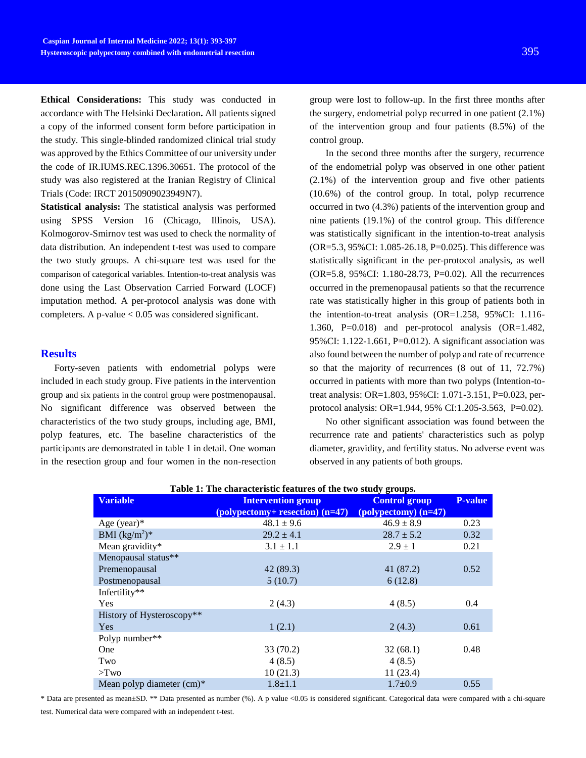**Ethical Considerations:** This study was conducted in accordance with The Helsinki Declaration**.** All patients signed a copy of the informed consent form before participation in the study. This single-blinded randomized clinical trial study was approved by the Ethics Committee of our university under the code of IR.IUMS.REC.1396.30651. The protocol of the study was also registered at the Iranian Registry of Clinical Trials (Code: IRCT 20150909023949N7).

**Statistical analysis:** The statistical analysis was performed using SPSS Version 16 (Chicago, Illinois, USA). Kolmogorov-Smirnov test was used to check the normality of data distribution. An independent t-test was used to compare the two study groups. A chi-square test was used for the comparison of categorical variables. Intention-to-treat analysis was done using the Last Observation Carried Forward (LOCF) imputation method. A per-protocol analysis was done with completers. A p-value < 0.05 was considered significant.

## Results

Forty-seven patients with endometrial polyps were included in each study group. Five patients in the intervention group and six patients in the control group were postmenopausal. No significant difference was observed between the characteristics of the two study groups, including age, BMI, polyp features, etc. The baseline characteristics of the participants are demonstrated in table 1 in detail. One woman in the resection group and four women in the non-resection group were lost to follow-up. In the first three months after the surgery, endometrial polyp recurred in one patient (2.1%) of the intervention group and four patients (8.5%) of the control group.

In the second three months after the surgery, recurrence of the endometrial polyp was observed in one other patient (2.1%) of the intervention group and five other patients (10.6%) of the control group. In total, polyp recurrence occurred in two (4.3%) patients of the intervention group and nine patients (19.1%) of the control group. This difference was statistically significant in the intention-to-treat analysis (OR=5.3, 95%CI: 1.085-26.18, P=0.025). This difference was statistically significant in the per-protocol analysis, as well (OR=5.8, 95%CI: 1.180-28.73, P=0.02). All the recurrences occurred in the premenopausal patients so that the recurrence rate was statistically higher in this group of patients both in the intention-to-treat analysis (OR=1.258, 95%CI: 1.116-1.360, P=0.018) and per-protocol analysis (OR=1.482, 95%CI: 1.122-1.661, P=0.012). A significant association was also found between the number of polyp and rate of recurrence so that the majority of recurrences (8 out of 11, 72.7%) occurred in patients with more than two polyps (Intention-to-treat analysis: OR=1.803, 95%CI: 1.071-3.151, P=0.023, per-protocol analysis: OR=1.944, 95% CI:1.205-3.563, P=0.02).

No other significant association was found between the recurrence rate and patients' characteristics such as polyp diameter, gravidity, and fertility status. No adverse event was observed in any patients of both groups.

**Table 1: The characteristic features of the two study groups.**

| Variable | Intervention group (polypectomy+ resection) (n=47) | Control group (polypectomy) (n=47) | P-value |
|---|---|---|---|
| Age (year)* | 48.1 ± 9.6 | 46.9 ± 8.9 | 0.23 |
| BMI (kg/m$^2$)* | 29.2 ± 4.1 | 28.7 ± 5.2 | 0.32 |
| Mean gravidity* | 3.1 ± 1.1 | 2.9 ± 1 | 0.21 |
| Menopausal status** | | | |
| Premenopausal | 42 (89.3) | 41 (87.2) | 0.52 |
| Postmenopausal | 5 (10.7) | 6 (12.8) | |
| Infertility** | | | |
| Yes | 2 (4.3) | 4 (8.5) | 0.4 |
| History of Hysteroscopy** | | | |
| Yes | 1 (2.1) | 2 (4.3) | 0.61 |
| Polyp number** | | | |
| One | 33 (70.2) | 32 (68.1) | 0.48 |
| Two | 4 (8.5) | 4 (8.5) | |
| >Two | 10 (21.3) | 11 (23.4) | |
| Mean polyp diameter (cm)* | 1.8±1.1 | 1.7±0.9 | 0.55 |

\* Data are presented as mean±SD. ** Data presented as number (%). A p value <0.05 is considered significant. Categorical data were compared with a chi-square test. Numerical data were compared with an independent t-test.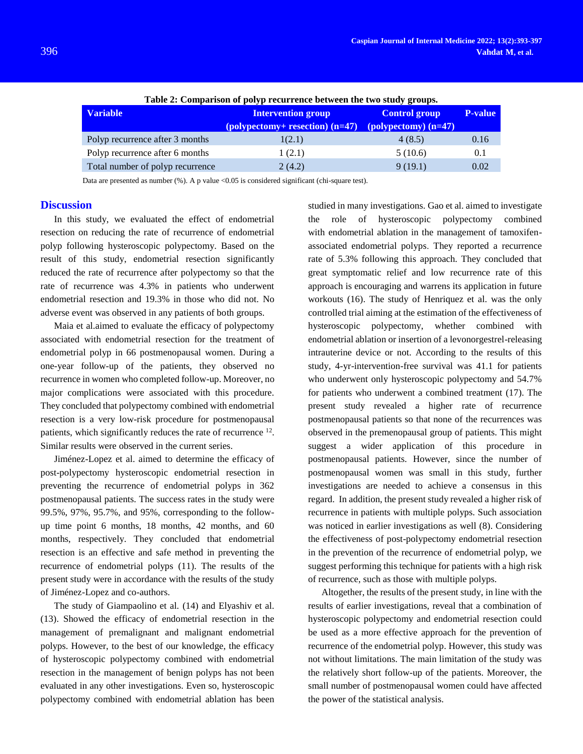**Table 2: Comparison of polyp recurrence between the two study groups.**

| Variable | Intervention group (polypectomy+ resection) (n=47) | Control group (polypectomy) (n=47) | P-value |
|---|---|---|---|
| Polyp recurrence after 3 months | 1(2.1) | 4 (8.5) | 0.16 |
| Polyp recurrence after 6 months | 1 (2.1) | 5 (10.6) | 0.1 |
| Total number of polyp recurrence | 2 (4.2) | 9 (19.1) | 0.02 |

Data are presented as number (%). A p value <0.05 is considered significant (chi-square test).

## Discussion

In this study, we evaluated the effect of endometrial resection on reducing the rate of recurrence of endometrial polyp following hysteroscopic polypectomy. Based on the result of this study, endometrial resection significantly reduced the rate of recurrence after polypectomy so that the rate of recurrence was 4.3% in patients who underwent endometrial resection and 19.3% in those who did not. No adverse event was observed in any patients of both groups.

Maia et al.aimed to evaluate the efficacy of polypectomy associated with endometrial resection for the treatment of endometrial polyp in 66 postmenopausal women. During a one-year follow-up of the patients, they observed no recurrence in women who completed follow-up. Moreover, no major complications were associated with this procedure. They concluded that polypectomy combined with endometrial resection is a very low-risk procedure for postmenopausal patients, which significantly reduces the rate of recurrence [12]. Similar results were observed in the current series.

Jiménez-Lopez et al. aimed to determine the efficacy of post-polypectomy hysteroscopic endometrial resection in preventing the recurrence of endometrial polyps in 362 postmenopausal patients. The success rates in the study were 99.5%, 97%, 95.7%, and 95%, corresponding to the follow-up time point 6 months, 18 months, 42 months, and 60 months, respectively. They concluded that endometrial resection is an effective and safe method in preventing the recurrence of endometrial polyps (11). The results of the present study were in accordance with the results of the study of Jiménez-Lopez and co-authors.

The study of Giampaolino et al. (14) and Elyashiv et al. (13). Showed the efficacy of endometrial resection in the management of premalignant and malignant endometrial polyps. However, to the best of our knowledge, the efficacy of hysteroscopic polypectomy combined with endometrial resection in the management of benign polyps has not been evaluated in any other investigations. Even so, hysteroscopic polypectomy combined with endometrial ablation has been studied in many investigations. Gao et al. aimed to investigate the role of hysteroscopic polypectomy combined with endometrial ablation in the management of tamoxifen-associated endometrial polyps. They reported a recurrence rate of 5.3% following this approach. They concluded that great symptomatic relief and low recurrence rate of this approach is encouraging and warrens its application in future workouts (16). The study of Henriquez et al. was the only controlled trial aiming at the estimation of the effectiveness of hysteroscopic polypectomy, whether combined with endometrial ablation or insertion of a levonorgestrel-releasing intrauterine device or not. According to the results of this study, 4-yr-intervention-free survival was 41.1 for patients who underwent only hysteroscopic polypectomy and 54.7% for patients who underwent a combined treatment (17). The present study revealed a higher rate of recurrence postmenopausal patients so that none of the recurrences was observed in the premenopausal group of patients. This might suggest a wider application of this procedure in postmenopausal patients. However, since the number of postmenopausal women was small in this study, further investigations are needed to achieve a consensus in this regard. In addition, the present study revealed a higher risk of recurrence in patients with multiple polyps. Such association was noticed in earlier investigations as well (8). Considering the effectiveness of post-polypectomy endometrial resection in the prevention of the recurrence of endometrial polyp, we suggest performing this technique for patients with a high risk of recurrence, such as those with multiple polyps.

Altogether, the results of the present study, in line with the results of earlier investigations, reveal that a combination of hysteroscopic polypectomy and endometrial resection could be used as a more effective approach for the prevention of recurrence of the endometrial polyp. However, this study was not without limitations. The main limitation of the study was the relatively short follow-up of the patients. Moreover, the small number of postmenopausal women could have affected the power of the statistical analysis.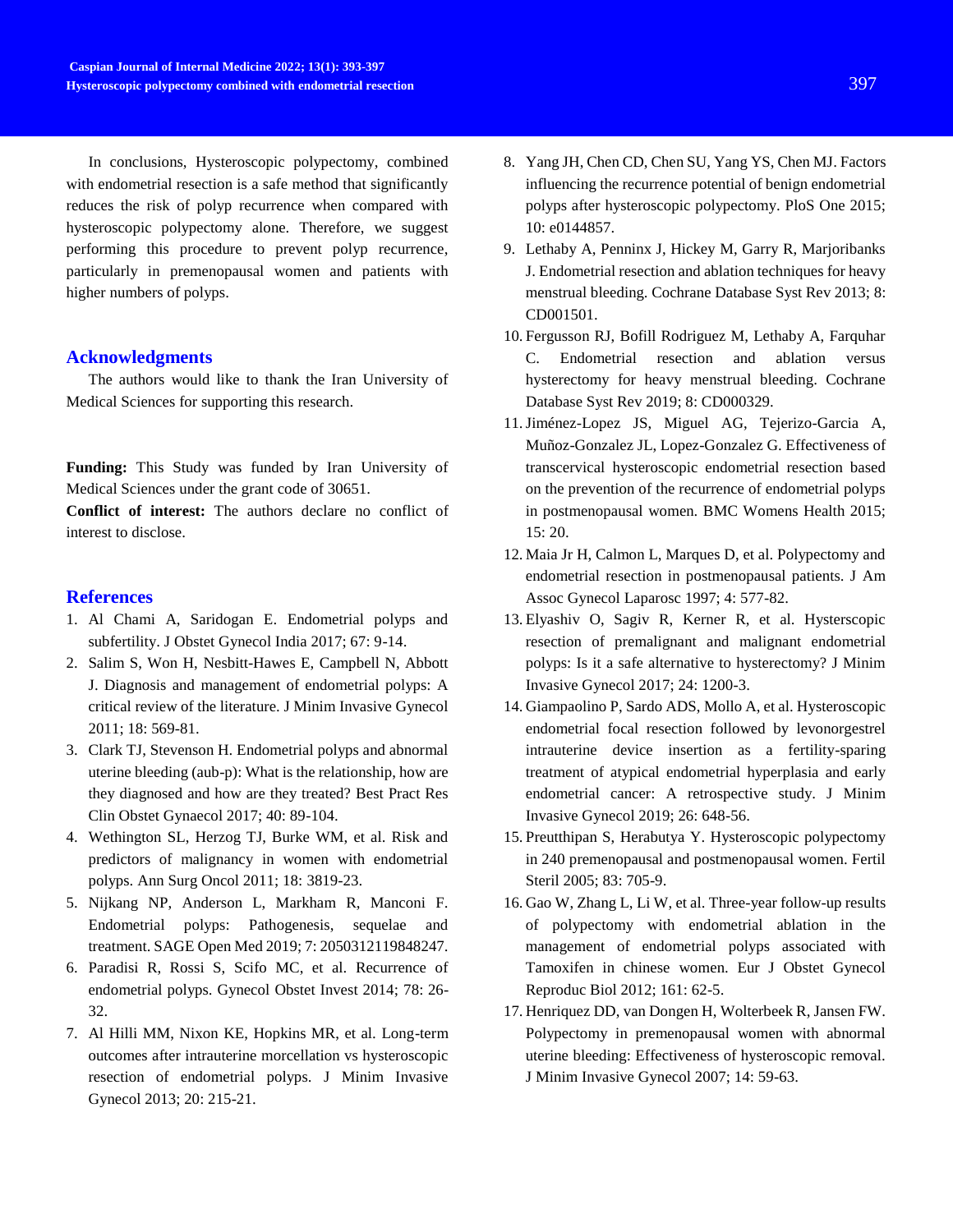In conclusions, Hysteroscopic polypectomy, combined with endometrial resection is a safe method that significantly reduces the risk of polyp recurrence when compared with hysteroscopic polypectomy alone. Therefore, we suggest performing this procedure to prevent polyp recurrence, particularly in premenopausal women and patients with higher numbers of polyps.

## Acknowledgments

The authors would like to thank the Iran University of Medical Sciences for supporting this research.

**Funding:** This Study was funded by Iran University of Medical Sciences under the grant code of 30651.

**Conflict of interest:** The authors declare no conflict of interest to disclose.

## References

1. Al Chami A, Saridogan E. Endometrial polyps and subfertility. J Obstet Gynecol India 2017; 67: 9-14.
2. Salim S, Won H, Nesbitt-Hawes E, Campbell N, Abbott J. Diagnosis and management of endometrial polyps: A critical review of the literature. J Minim Invasive Gynecol 2011; 18: 569-81.
3. Clark TJ, Stevenson H. Endometrial polyps and abnormal uterine bleeding (aub-p): What is the relationship, how are they diagnosed and how are they treated? Best Pract Res Clin Obstet Gynaecol 2017; 40: 89-104.
4. Wethington SL, Herzog TJ, Burke WM, et al. Risk and predictors of malignancy in women with endometrial polyps. Ann Surg Oncol 2011; 18: 3819-23.
5. Nijkang NP, Anderson L, Markham R, Manconi F. Endometrial polyps: Pathogenesis, sequelae and treatment. SAGE Open Med 2019; 7: 2050312119848247.
6. Paradisi R, Rossi S, Scifo MC, et al. Recurrence of endometrial polyps. Gynecol Obstet Invest 2014; 78: 26-32.
7. Al Hilli MM, Nixon KE, Hopkins MR, et al. Long-term outcomes after intrauterine morcellation vs hysteroscopic resection of endometrial polyps. J Minim Invasive Gynecol 2013; 20: 215-21.
8. Yang JH, Chen CD, Chen SU, Yang YS, Chen MJ. Factors influencing the recurrence potential of benign endometrial polyps after hysteroscopic polypectomy. PloS One 2015; 10: e0144857.
9. Lethaby A, Penninx J, Hickey M, Garry R, Marjoribanks J. Endometrial resection and ablation techniques for heavy menstrual bleeding. Cochrane Database Syst Rev 2013; 8: CD001501.
10. Fergusson RJ, Bofill Rodriguez M, Lethaby A, Farquhar C. Endometrial resection and ablation versus hysterectomy for heavy menstrual bleeding. Cochrane Database Syst Rev 2019; 8: CD000329.
11. Jiménez-Lopez JS, Miguel AG, Tejerizo-Garcia A, Muñoz-Gonzalez JL, Lopez-Gonzalez G. Effectiveness of transcervical hysteroscopic endometrial resection based on the prevention of the recurrence of endometrial polyps in postmenopausal women. BMC Womens Health 2015; 15: 20.
12. Maia Jr H, Calmon L, Marques D, et al. Polypectomy and endometrial resection in postmenopausal patients. J Am Assoc Gynecol Laparosc 1997; 4: 577-82.
13. Elyashiv O, Sagiv R, Kerner R, et al. Hysterscopic resection of premalignant and malignant endometrial polyps: Is it a safe alternative to hysterectomy? J Minim Invasive Gynecol 2017; 24: 1200-3.
14. Giampaolino P, Sardo ADS, Mollo A, et al. Hysteroscopic endometrial focal resection followed by levonorgestrel intrauterine device insertion as a fertility-sparing treatment of atypical endometrial hyperplasia and early endometrial cancer: A retrospective study. J Minim Invasive Gynecol 2019; 26: 648-56.
15. Preutthipan S, Herabutya Y. Hysteroscopic polypectomy in 240 premenopausal and postmenopausal women. Fertil Steril 2005; 83: 705-9.
16. Gao W, Zhang L, Li W, et al. Three-year follow-up results of polypectomy with endometrial ablation in the management of endometrial polyps associated with Tamoxifen in chinese women. Eur J Obstet Gynecol Reproduc Biol 2012; 161: 62-5.
17. Henriquez DD, van Dongen H, Wolterbeek R, Jansen FW. Polypectomy in premenopausal women with abnormal uterine bleeding: Effectiveness of hysteroscopic removal. J Minim Invasive Gynecol 2007; 14: 59-63.